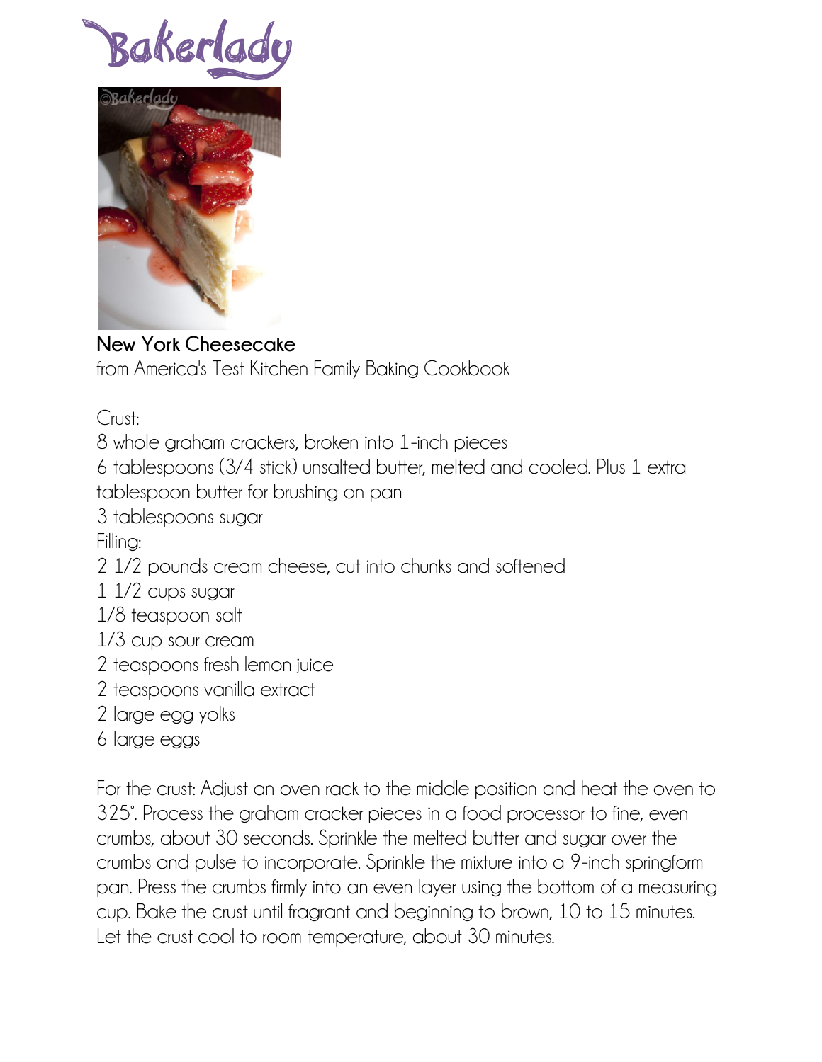Bakerlady

**New York Cheesecake**
from America's Test Kitchen Family Baking Cookbook

Crust:
8 whole graham crackers, broken into 1-inch pieces
6 tablespoons (3/4 stick) unsalted butter, melted and cooled. Plus 1 extra tablespoon butter for brushing on pan
3 tablespoons sugar

Filling:
2 1/2 pounds cream cheese, cut into chunks and softened
1 1/2 cups sugar
1/8 teaspoon salt
1/3 cup sour cream
2 teaspoons fresh lemon juice
2 teaspoons vanilla extract
2 large egg yolks
6 large eggs

For the crust: Adjust an oven rack to the middle position and heat the oven to 325˚. Process the graham cracker pieces in a food processor to fine, even crumbs, about 30 seconds. Sprinkle the melted butter and sugar over the crumbs and pulse to incorporate. Sprinkle the mixture into a 9-inch springform pan. Press the crumbs firmly into an even layer using the bottom of a measuring cup. Bake the crust until fragrant and beginning to brown, 10 to 15 minutes. Let the crust cool to room temperature, about 30 minutes.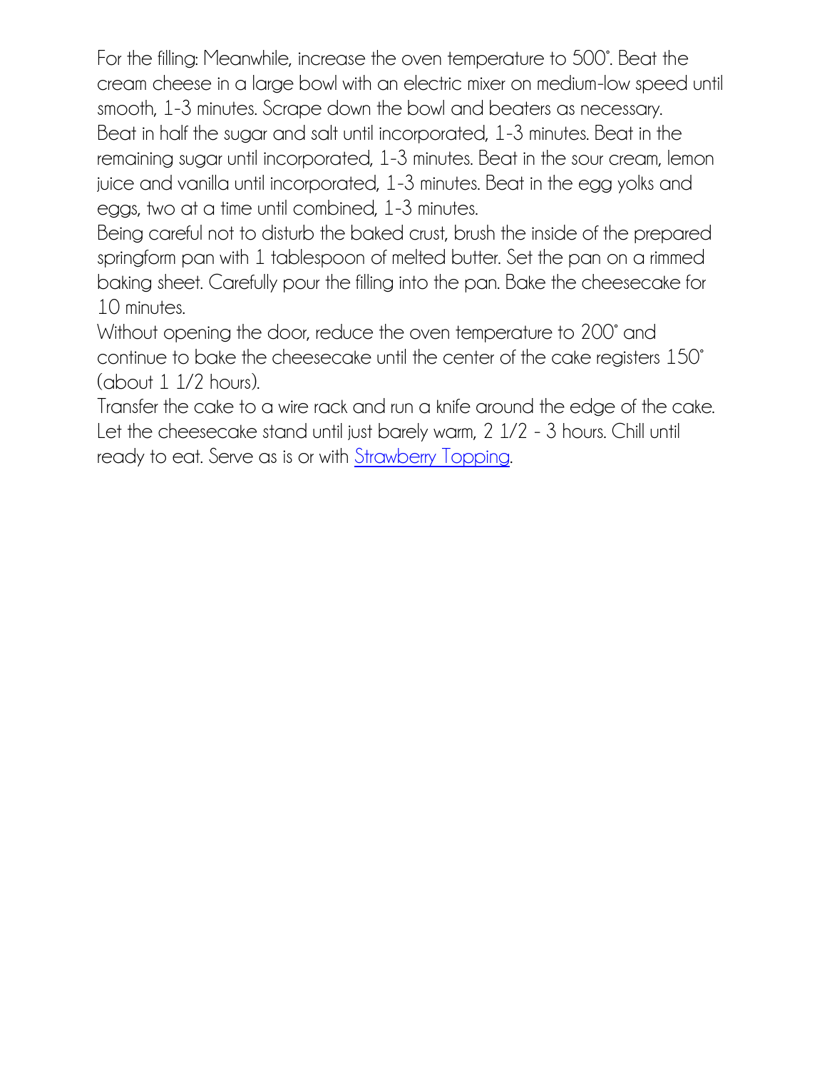For the filling: Meanwhile, increase the oven temperature to 500˚. Beat the cream cheese in a large bowl with an electric mixer on medium-low speed until smooth, 1-3 minutes. Scrape down the bowl and beaters as necessary.

Beat in half the sugar and salt until incorporated, 1-3 minutes. Beat in the remaining sugar until incorporated, 1-3 minutes. Beat in the sour cream, lemon juice and vanilla until incorporated, 1-3 minutes. Beat in the egg yolks and eggs, two at a time until combined, 1-3 minutes.

Being careful not to disturb the baked crust, brush the inside of the prepared springform pan with 1 tablespoon of melted butter. Set the pan on a rimmed baking sheet. Carefully pour the filling into the pan. Bake the cheesecake for 10 minutes.

Without opening the door, reduce the oven temperature to 200˚ and continue to bake the cheesecake until the center of the cake registers 150˚ (about 1 1/2 hours).

Transfer the cake to a wire rack and run a knife around the edge of the cake. Let the cheesecake stand until just barely warm, 2 1/2 - 3 hours. Chill until ready to eat. Serve as is or with Strawberry Topping.